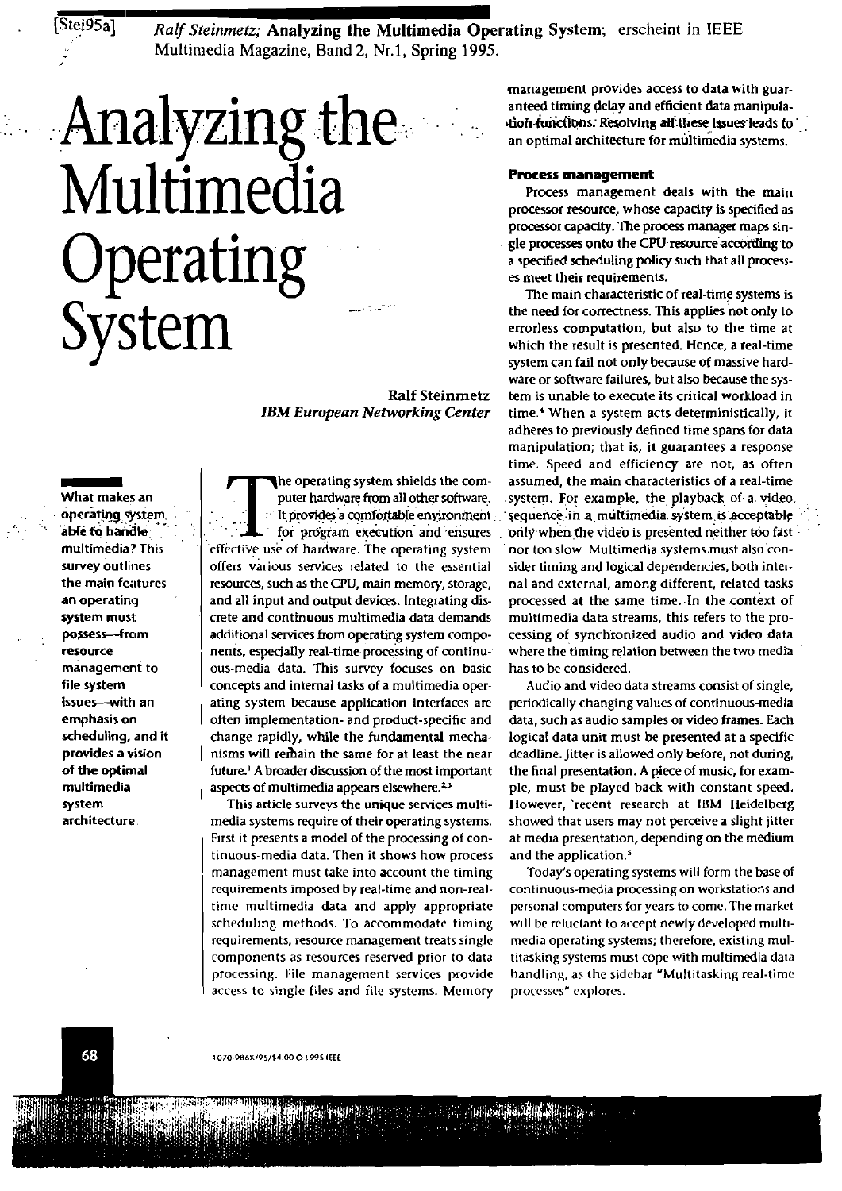[Stei95a] *Ralf Steinmetz*; **Analyzing the Multimedia Operating System**; erscheint in IEEE Multimedia Magazine, Band 2, Nr.1, Spring 1995.

# Analyzing the Multimedia Operating System

**Ralf Steinmetz**
***IBM European Networking Center***

**What makes an operating system able to handle multimedia? This survey outlines the main features an operating system must possess—from resource management to file system issues—with an emphasis on scheduling, and it provides a vision of the optimal multimedia system architecture.**

The operating system shields the computer hardware from all other software. It provides a comfortable environment for program execution and ensures effective use of hardware. The operating system offers various services related to the essential resources, such as the CPU, main memory, storage, and all input and output devices. Integrating discrete and continuous multimedia data demands additional services from operating system components, especially real-time processing of continuous-media data. This survey focuses on basic concepts and internal tasks of a multimedia operating system because application interfaces are often implementation- and product-specific and change rapidly, while the fundamental mechanisms will remain the same for at least the near future.[1] A broader discussion of the most important aspects of multimedia appears elsewhere.[2,3]

This article surveys the unique services multimedia systems require of their operating systems. First it presents a model of the processing of continuous-media data. Then it shows how process management must take into account the timing requirements imposed by real-time and non-real-time multimedia data and apply appropriate scheduling methods. To accommodate timing requirements, resource management treats single components as resources reserved prior to data processing. File management services provide access to single files and file systems. Memory management provides access to data with guaranteed timing delay and efficient data manipulation functions. Resolving all these issues leads to an optimal architecture for multimedia systems.

#### Process management

Process management deals with the main processor resource, whose capacity is specified as processor capacity. The process manager maps single processes onto the CPU resource according to a specified scheduling policy such that all processes meet their requirements.

The main characteristic of real-time systems is the need for correctness. This applies not only to errorless computation, but also to the time at which the result is presented. Hence, a real-time system can fail not only because of massive hardware or software failures, but also because the system is unable to execute its critical workload in time.[4] When a system acts deterministically, it adheres to previously defined time spans for data manipulation; that is, it guarantees a response time. Speed and efficiency are not, as often assumed, the main characteristics of a real-time system. For example, the playback of a video sequence in a multimedia system is acceptable only when the video is presented neither too fast nor too slow. Multimedia systems must also consider timing and logical dependencies, both internal and external, among different, related tasks processed at the same time. In the context of multimedia data streams, this refers to the processing of synchronized audio and video data where the timing relation between the two media has to be considered.

Audio and video data streams consist of single, periodically changing values of continuous-media data, such as audio samples or video frames. Each logical data unit must be presented at a specific deadline. Jitter is allowed only before, not during, the final presentation. A piece of music, for example, must be played back with constant speed. However, recent research at IBM Heidelberg showed that users may not perceive a slight jitter at media presentation, depending on the medium and the application.[5]

Today's operating systems will form the base of continuous-media processing on workstations and personal computers for years to come. The market will be reluctant to accept newly developed multimedia operating systems; therefore, existing multitasking systems must cope with multimedia data handling, as the sidebar "Multitasking real-time processes" explores.

1070 986X/95/$4.00 © 1995 IEEE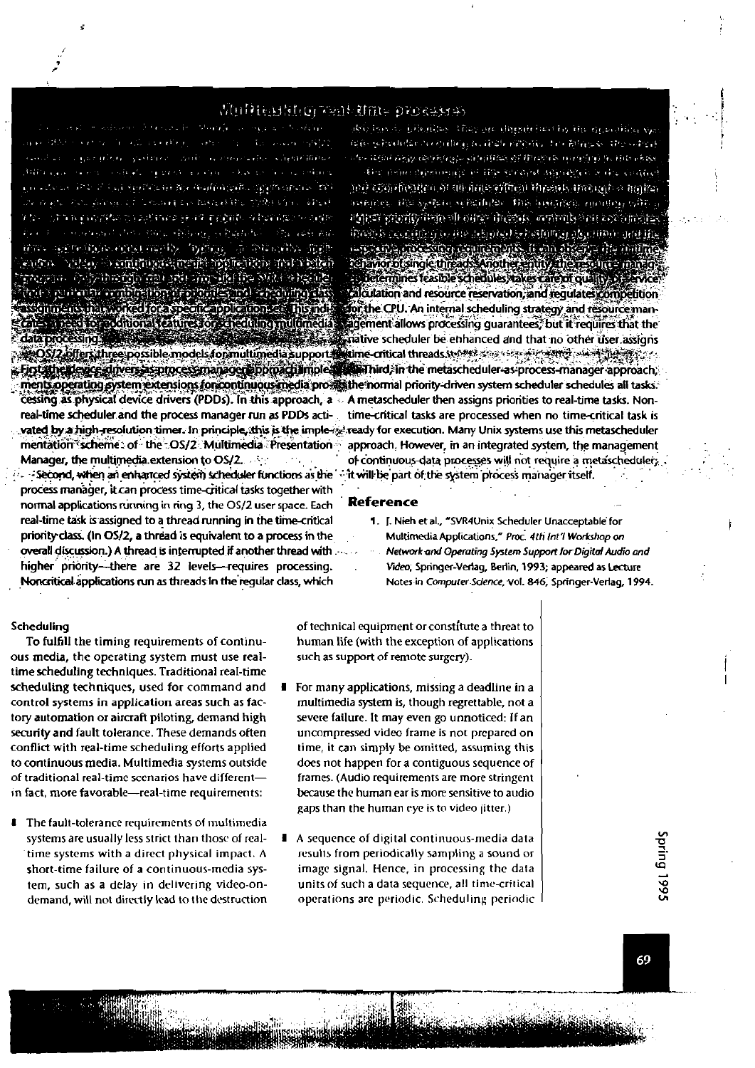## Multitasking real-time processes

...application, video, a continuous-media application, and a batch program). Only through trial and error did the SVR4 scheduler find a particular combination of priorities and scheduling class assignments that worked for a specific application set. This indicates a need for additional features for scheduling multimedia data processing.

OS/2 offers three possible models for multimedia support. First, the device-drivers-as-process-manager approach implements operating system extensions for continuous-media processing as physical device drivers (PDDs). In this approach, a real-time scheduler and the process manager run as PDDs activated by a high-resolution timer. In principle, this is the implementation scheme of the OS/2 Multimedia Presentation Manager, the multimedia extension to OS/2.

Second, when an enhanced system scheduler functions as the process manager, it can process time-critical tasks together with normal applications running in ring 3, the OS/2 user space. Each real-time task is assigned to a thread running in the time-critical priority class. (In OS/2, a thread is equivalent to a process in the overall discussion.) A thread is interrupted if another thread with higher priority—there are 32 levels—requires processing. Noncritical applications run as threads in the regular class, which have dynamic priorities. They are dispatched by the operating system scheduler according to their priority. For fairness, the scheduler dynamically rearranges priorities of threads running in this class.

The main advantage of the second approach is the control and coordination of all time-critical threads through a higher instance, the system scheduler. This instance, running with a higher priority than all other threads, controls and coordinates threads according to the adapted scheduling algorithm and the respective processing requirements. It can observe the runtime behavior of single threads. Another entity, the resource manager, determines feasible schedules, takes care of quality of service calculation and resource reservation, and regulates competition for the CPU. An internal scheduling strategy and resource management allows processing guarantees, but it requires that the native scheduler be enhanced and that no other user assigns time-critical threads.

Third, in the metascheduler-as-process-manager approach, the normal priority-driven system scheduler schedules all tasks. A metascheduler then assigns priorities to real-time tasks. Non-time-critical tasks are processed when no time-critical task is ready for execution. Many Unix systems use this metascheduler approach. However, in an integrated system, the management of continuous-data processes will not require a metascheduler; it will be part of the system process manager itself.

### Reference

1. J. Nieh et al., "SVR4Unix Scheduler Unacceptable for Multimedia Applications," *Proc. 4th Int'l Workshop on Network and Operating System Support for Digital Audio and Video*, Springer-Verlag, Berlin, 1993; appeared as Lecture Notes in *Computer Science*, Vol. 846, Springer-Verlag, 1994.

### Scheduling

To fulfill the timing requirements of continuous media, the operating system must use real-time scheduling techniques. Traditional real-time scheduling techniques, used for command and control systems in application areas such as factory automation or aircraft piloting, demand high security and fault tolerance. These demands often conflict with real-time scheduling efforts applied to continuous media. Multimedia systems outside of traditional real-time scenarios have different—in fact, more favorable—real-time requirements:

- The fault-tolerance requirements of multimedia systems are usually less strict than those of real-time systems with a direct physical impact. A short-time failure of a continuous-media system, such as a delay in delivering video-on-demand, will not directly lead to the destruction of technical equipment or constitute a threat to human life (with the exception of applications such as support of remote surgery).
- For many applications, missing a deadline in a multimedia system is, though regrettable, not a severe failure. It may even go unnoticed: If an uncompressed video frame is not prepared on time, it can simply be omitted, assuming this does not happen for a contiguous sequence of frames. (Audio requirements are more stringent because the human ear is more sensitive to audio gaps than the human eye is to video jitter.)
- A sequence of digital continuous-media data results from periodically sampling a sound or image signal. Hence, in processing the data units of such a data sequence, all time-critical operations are periodic. Scheduling periodic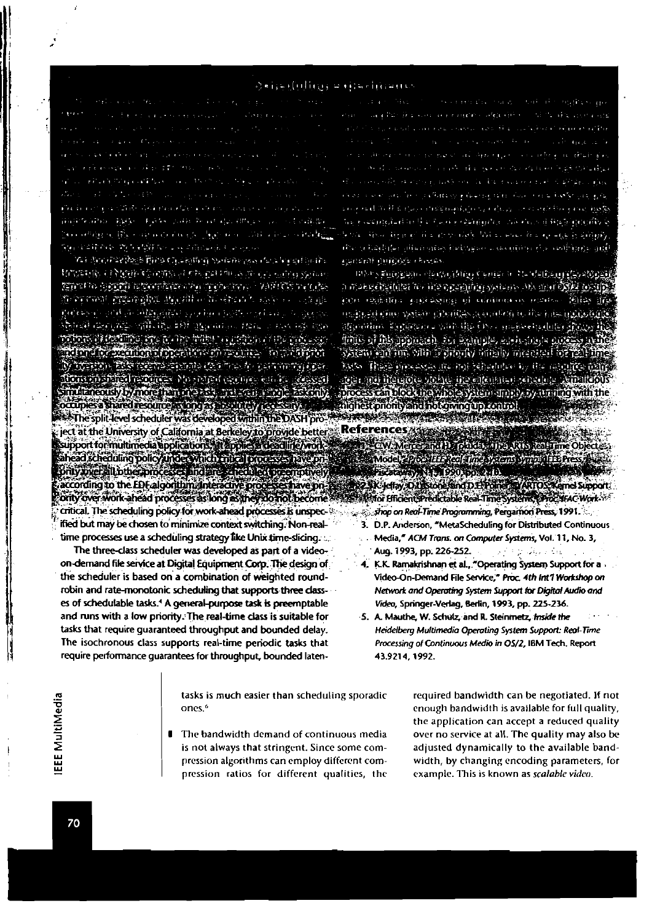## Scheduling experiments

YARTOS (Yet Another Real-Time Operating System) was developed at the University of North Carolina at Chapel Hill. The goal was to provide an operating system kernel to support real-time multimedia applications.[2] YARTOS uses an optimal, preemptive algorithm to schedule tasks on a single processor, and an integrated synchronization scheme to arbitrate shared resources with the EDF algorithm. Here, a task has two notions of deadline, one for the initial acquisition of the processor and one for execution of operations on resources. To avoid priority inversion, tasks receive separate deadlines for performing operations on shared resources. No shared resource can be accessed simultaneously by more than one task, and even a single task only occupies a shared resource as long as absolutely necessary.

The split-level scheduler was developed within the DASH project at the University of California at Berkeley to provide better support for multimedia applications. It applies a deadline/work-ahead scheduling policy under which critical processes have priority over all other processes and are scheduled preemptively according to the EDF algorithm. Interactive processes have priority over work-ahead processes as long as they do not become critical. The scheduling policy for work-ahead processes is unspecified but may be chosen to minimize context switching. Non-real-time processes use a scheduling strategy like Unix time-slicing.

The three-class scheduler was developed as part of a video-on-demand file service at Digital Equipment Corp. The design of the scheduler is based on a combination of weighted round-robin and rate-monotonic scheduling that supports three classes of schedulable tasks.[4] A general-purpose task is preemptable and runs with a low priority. The real-time class is suitable for tasks that require guaranteed throughput and bounded delay. The isochronous class supports real-time periodic tasks that require performance guarantees for throughput, bounded laten-

IBM's European Networking Center in Heidelberg developed a meta-scheduler for the operating systems AIX and OS/2 to support real-time processing of continuous media.[5] Tasks are mapped onto system priorities according to the rate-monotonic algorithm. Experience with the OS/2 meta-scheduler shows the limits of this approach. For example, each single process in the system can run with a priority initially intended for real-time tasks. These processes are not scheduled by the resource manager and therefore violate the calculated schedule. A malicious process can block the whole system simply by running with the highest priority and not giving up control.

### References

1. C.W. Mercer and H. Tokuda, "The ARTS Real-Time Object Model," *Proc. IEEE Real-Time Systems Symp.*, IEEE Press, Piscataway, N.J., 1990, pp. 2-10.
2. K. Jeffay, D.L. Stone, and D. Poirier, "YARTOS: Kernel Support for Efficient, Predictable Real-Time Systems," *Proc. IFAC Workshop on Real-Time Programming*, Pergamon Press, 1991.
3. D.P. Anderson, "MetaScheduling for Distributed Continuous Media," *ACM Trans. on Computer Systems*, Vol. 11, No. 3, Aug. 1993, pp. 226-252.
4. K.K. Ramakrishnan et al., "Operating System Support for a Video-On-Demand File Service," *Proc. 4th Int'l Workshop on Network and Operating System Support for Digital Audio and Video*, Springer-Verlag, Berlin, 1993, pp. 225-236.
5. A. Mauthe, W. Schulz, and R. Steinmetz, *Inside the Heidelberg Multimedia Operating System Support: Real-Time Processing of Continuous Media in OS/2*, IBM Tech. Report 43.9214, 1992.

---

tasks is much easier than scheduling sporadic ones.[6]

- The bandwidth demand of continuous media is not always that stringent. Since some compression algorithms can employ different compression ratios for different qualities, the required bandwidth can be negotiated. If not enough bandwidth is available for full quality, the application can accept a reduced quality over no service at all. The quality may also be adjusted dynamically to the available bandwidth, by changing encoding parameters, for example. This is known as *scalable video*.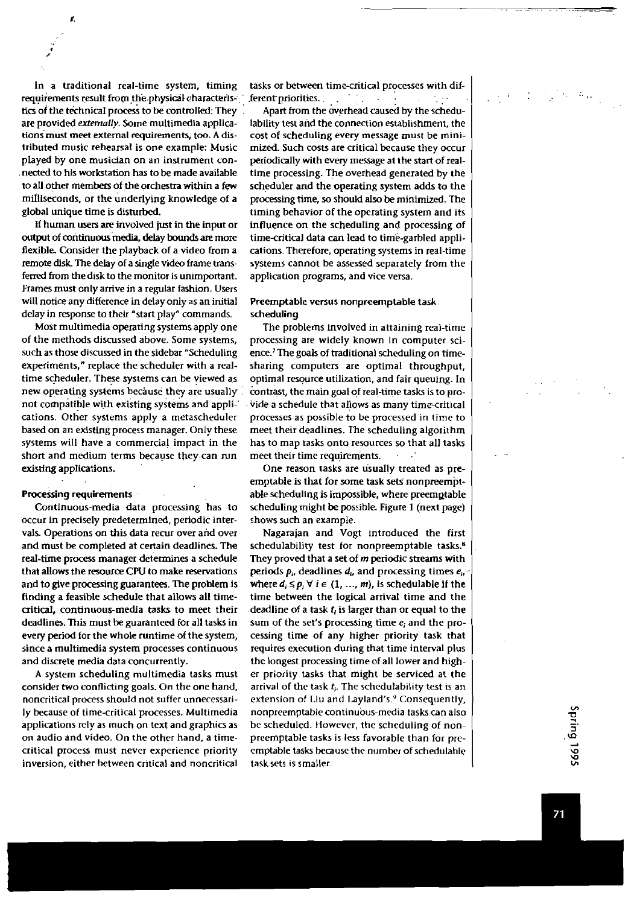In a traditional real-time system, timing requirements result from the physical characteristics of the technical process to be controlled: They are provided *externally*. Some multimedia applications must meet external requirements, too. A distributed music rehearsal is one example: Music played by one musician on an instrument connected to his workstation has to be made available to all other members of the orchestra within a few milliseconds, or the underlying knowledge of a global unique time is disturbed.

If human users are involved just in the input or output of continuous media, delay bounds are more flexible. Consider the playback of a video from a remote disk. The delay of a single video frame transferred from the disk to the monitor is unimportant. Frames must only arrive in a regular fashion. Users will notice any difference in delay only as an initial delay in response to their "start play" commands.

Most multimedia operating systems apply one of the methods discussed above. Some systems, such as those discussed in the sidebar "Scheduling experiments," replace the scheduler with a real-time scheduler. These systems can be viewed as new operating systems because they are usually not compatible with existing systems and applications. Other systems apply a metascheduler based on an existing process manager. Only these systems will have a commercial impact in the short and medium terms because they can run existing applications.

### Processing requirements

Continuous-media data processing has to occur in precisely predetermined, periodic intervals. Operations on this data recur over and over and must be completed at certain deadlines. The real-time process manager determines a schedule that allows the resource CPU to make reservations and to give processing guarantees. The problem is finding a feasible schedule that allows all time-critical, continuous-media tasks to meet their deadlines. This must be guaranteed for all tasks in every period for the whole runtime of the system, since a multimedia system processes continuous and discrete media data concurrently.

A system scheduling multimedia tasks must consider two conflicting goals. On the one hand, noncritical process should not suffer unnecessarily because of time-critical processes. Multimedia applications rely as much on text and graphics as on audio and video. On the other hand, a time-critical process must never experience priority inversion, either between critical and noncritical tasks or between time-critical processes with different priorities.

Apart from the overhead caused by the schedulability test and the connection establishment, the cost of scheduling every message must be minimized. Such costs are critical because they occur periodically with every message at the start of real-time processing. The overhead generated by the scheduler and the operating system adds to the processing time, so should also be minimized. The timing behavior of the operating system and its influence on the scheduling and processing of time-critical data can lead to time-garbled applications. Therefore, operating systems in real-time systems cannot be assessed separately from the application programs, and vice versa.

### Preemptable versus nonpreemptable task scheduling

The problems involved in attaining real-time processing are widely known in computer science.[7] The goals of traditional scheduling on time-sharing computers are optimal throughput, optimal resource utilization, and fair queuing. In contrast, the main goal of real-time tasks is to provide a schedule that allows as many time-critical processes as possible to be processed in time to meet their deadlines. The scheduling algorithm has to map tasks onto resources so that all tasks meet their time requirements.

One reason tasks are usually treated as preemptable is that for some task sets nonpreemptable scheduling is impossible, where preemptable scheduling might be possible. Figure 1 (next page) shows such an example.

Nagarajan and Vogt introduced the first schedulability test for nonpreemptable tasks.[8] They proved that a set of $m$ periodic streams with periods $p_i$, deadlines $d_i$, and processing times $e_i$, where $d_i \leq p_i \; \forall \; i \in (1, \ldots, m)$, is schedulable if the time between the logical arrival time and the deadline of a task $t_i$ is larger than or equal to the sum of the set's processing time $e_i$ and the processing time of any higher priority task that requires execution during that time interval plus the longest processing time of all lower and higher priority tasks that might be serviced at the arrival of the task $t_i$. The schedulability test is an extension of Liu and Layland's.[9] Consequently, nonpreemptable continuous-media tasks can also be scheduled. However, the scheduling of nonpreemptable tasks is less favorable than for preemptable tasks because the number of schedulable task sets is smaller.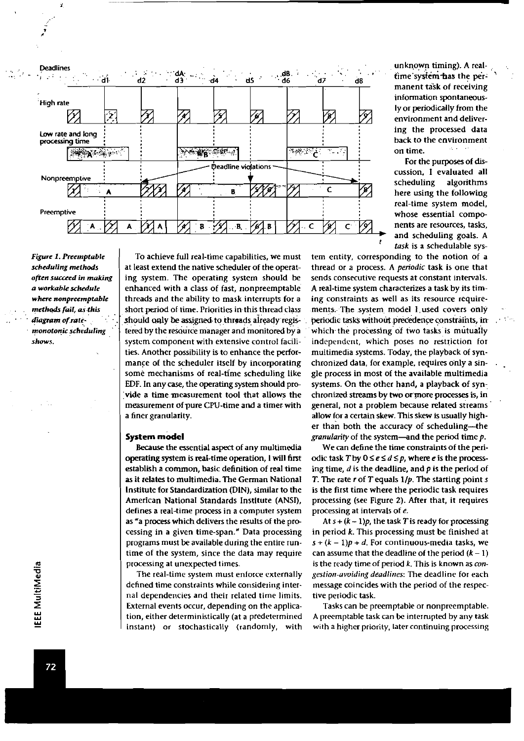unknown timing). A real-time system has the permanent task of receiving information spontaneously or periodically from the environment and delivering the processed data back to the environment on time.

For the purposes of discussion, I evaluated all scheduling algorithms here using the following real-time system model, whose essential components are resources, tasks, and scheduling goals. A *task* is a schedulable system entity, corresponding to the notion of a thread or a process. A *periodic* task is one that sends consecutive requests at constant intervals. A real-time system characterizes a task by its timing constraints as well as its resource requirements. The system model I used covers only periodic tasks without precedence constraints, in which the processing of two tasks is mutually independent, which poses no restriction for multimedia systems. Today, the playback of synchronized data, for example, requires only a single process in most of the available multimedia systems. On the other hand, a playback of synchronized streams by two or more processes is, in general, not a problem because related streams allow for a certain skew. This skew is usually higher than both the accuracy of scheduling—the *granularity* of the system—and the period time $p$.

We can define the time constraints of the periodic task $T$ by $0 \le e \le d \le p$, where $e$ is the processing time, $d$ is the deadline, and $p$ is the period of $T$. The rate $r$ of $T$ equals $1/p$. The starting point $s$ is the first time where the periodic task requires processing (see Figure 2). After that, it requires processing at intervals of $e$.

At $s + (k - 1)p$, the task $T$ is ready for processing in period $k$. This processing must be finished at $s + (k - 1)p + d$. For continuous-media tasks, we can assume that the deadline of the period $(k - 1)$ is the ready time of period $k$. This is known as *congestion-avoiding deadlines*: The deadline for each message coincides with the period of the respective periodic task.

Tasks can be preemptable or nonpreemptable. A preemptable task can be interrupted by any task with a higher priority, later continuing processing

*Figure 1. Preemptable scheduling methods often succeed in making a workable schedule where nonpreemptable methods fail, as this diagram of rate-monotonic scheduling shows.*

To achieve full real-time capabilities, we must at least extend the native scheduler of the operating system. The operating system should be enhanced with a class of fast, nonpreemptable threads and the ability to mask interrupts for a short period of time. Priorities in this thread class should only be assigned to threads already registered by the resource manager and monitored by a system component with extensive control facilities. Another possibility is to enhance the performance of the scheduler itself by incorporating some mechanisms of real-time scheduling like EDF. In any case, the operating system should provide a time measurement tool that allows the measurement of pure CPU-time and a timer with a finer granularity.

### System model

Because the essential aspect of any multimedia operating system is real-time operation, I will first establish a common, basic definition of real time as it relates to multimedia. The German National Institute for Standardization (DIN), similar to the American National Standards Institute (ANSI), defines a real-time process in a computer system as "a process which delivers the results of the processing in a given time-span." Data processing programs must be available during the entire runtime of the system, since the data may require processing at unexpected times.

The real-time system must enforce externally defined time constraints while considering internal dependencies and their related time limits. External events occur, depending on the application, either deterministically (at a predetermined instant) or stochastically (randomly, with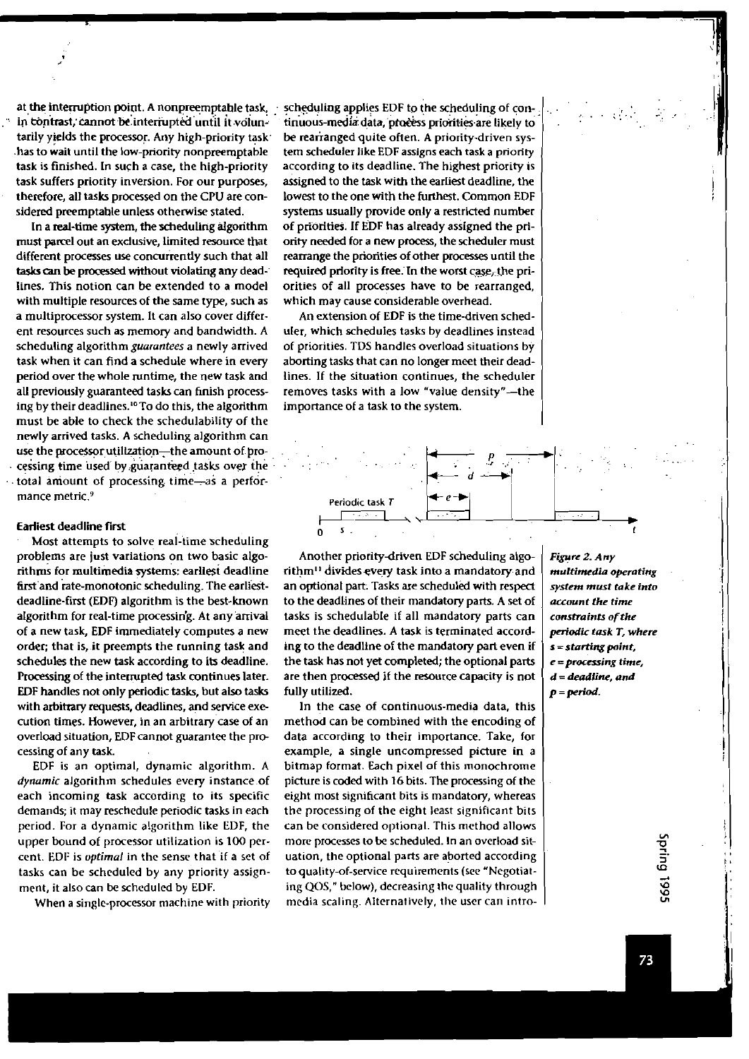at the interruption point. A nonpreemptable task, in contrast, cannot be interrupted until it voluntarily yields the processor. Any high-priority task has to wait until the low-priority nonpreemptable task is finished. In such a case, the high-priority task suffers priority inversion. For our purposes, therefore, all tasks processed on the CPU are considered preemptable unless otherwise stated.

In a real-time system, the scheduling algorithm must parcel out an exclusive, limited resource that different processes use concurrently such that all tasks can be processed without violating any deadlines. This notion can be extended to a model with multiple resources of the same type, such as a multiprocessor system. It can also cover different resources such as memory and bandwidth. A scheduling algorithm *guarantees* a newly arrived task when it can find a schedule where in every period over the whole runtime, the new task and all previously guaranteed tasks can finish processing by their deadlines.[10] To do this, the algorithm must be able to check the schedulability of the newly arrived tasks. A scheduling algorithm can use the processor utilization—the amount of processing time used by guaranteed tasks over the total amount of processing time—as a performance metric.[9]

### Earliest deadline first

Most attempts to solve real-time scheduling problems are just variations on two basic algorithms for multimedia systems: earliest deadline first and rate-monotonic scheduling. The earliest-deadline-first (EDF) algorithm is the best-known algorithm for real-time processing. At any arrival of a new task, EDF immediately computes a new order; that is, it preempts the running task and schedules the new task according to its deadline. Processing of the interrupted task continues later. EDF handles not only periodic tasks, but also tasks with arbitrary requests, deadlines, and service execution times. However, in an arbitrary case of an overload situation, EDF cannot guarantee the processing of any task.

EDF is an optimal, dynamic algorithm. A *dynamic* algorithm schedules every instance of each incoming task according to its specific demands; it may reschedule periodic tasks in each period. For a dynamic algorithm like EDF, the upper bound of processor utilization is 100 percent. EDF is *optimal* in the sense that if a set of tasks can be scheduled by any priority assignment, it also can be scheduled by EDF.

When a single-processor machine with priority scheduling applies EDF to the scheduling of continuous-media data, process priorities are likely to be rearranged quite often. A priority-driven system scheduler like EDF assigns each task a priority according to its deadline. The highest priority is assigned to the task with the earliest deadline, the lowest to the one with the furthest. Common EDF systems usually provide only a restricted number of priorities. If EDF has already assigned the priority needed for a new process, the scheduler must rearrange the priorities of other processes until the required priority is free. In the worst case, the priorities of all processes have to be rearranged, which may cause considerable overhead.

An extension of EDF is the time-driven scheduler, which schedules tasks by deadlines instead of priorities. TDS handles overload situations by aborting tasks that can no longer meet their deadlines. If the situation continues, the scheduler removes tasks with a low "value density"—the importance of a task to the system.

p
d
e
Periodic task T
0 s
t

*Figure 2. Any multimedia operating system must take into account the time constraints of the periodic task T, where s = starting point, e = processing time, d = deadline, and p = period.*

Another priority-driven EDF scheduling algorithm[11] divides every task into a mandatory and an optional part. Tasks are scheduled with respect to the deadlines of their mandatory parts. A set of tasks is schedulable if all mandatory parts can meet the deadlines. A task is terminated according to the deadline of the mandatory part even if the task has not yet completed; the optional parts are then processed if the resource capacity is not fully utilized.

In the case of continuous-media data, this method can be combined with the encoding of data according to their importance. Take, for example, a single uncompressed picture in a bitmap format. Each pixel of this monochrome picture is coded with 16 bits. The processing of the eight most significant bits is mandatory, whereas the processing of the eight least significant bits can be considered optional. This method allows more processes to be scheduled. In an overload situation, the optional parts are aborted according to quality-of-service requirements (see "Negotiating QOS," below), decreasing the quality through media scaling. Alternatively, the user can intro-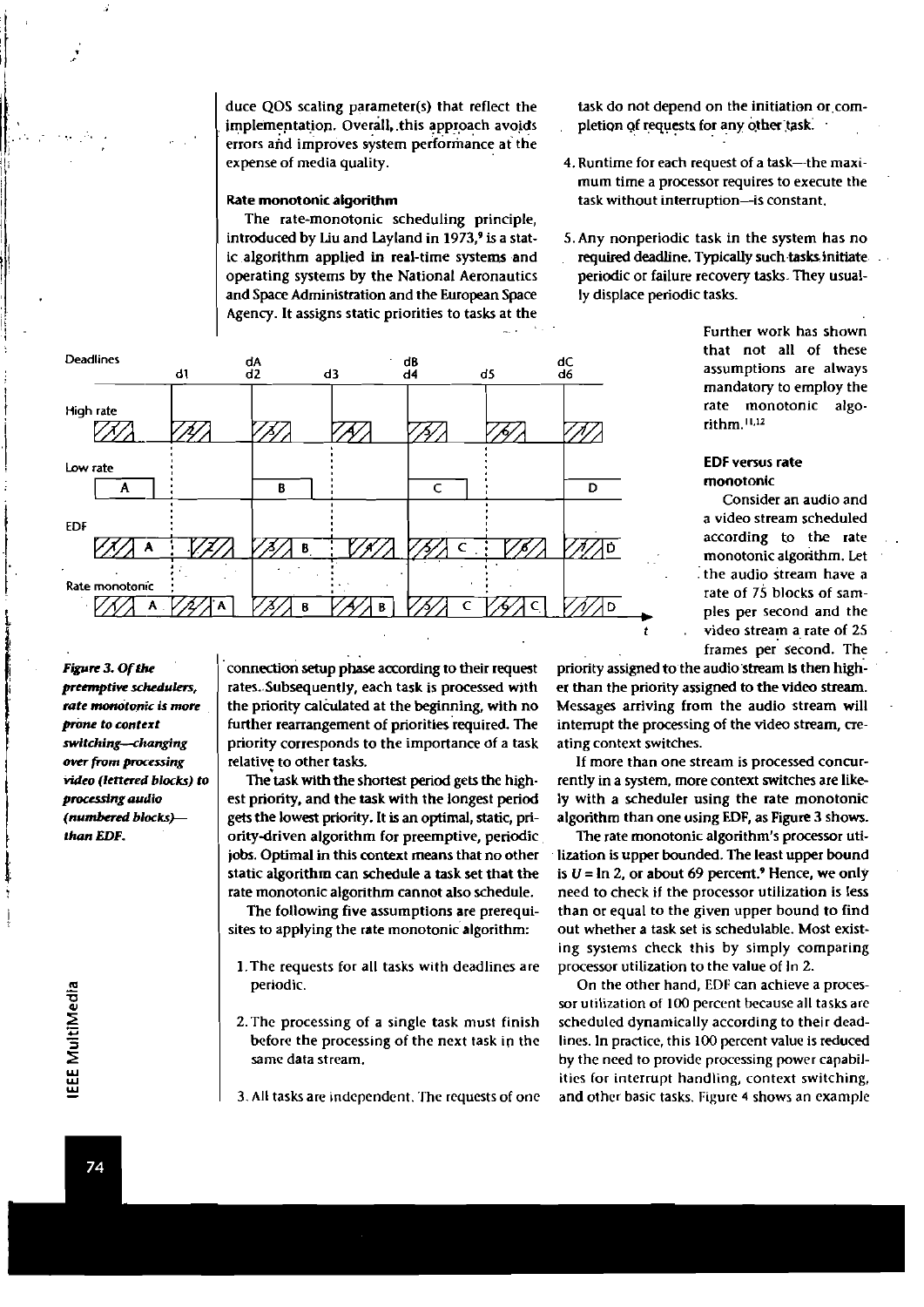duce QOS scaling parameter(s) that reflect the implementation. Overall, this approach avoids errors and improves system performance at the expense of media quality.

#### Rate monotonic algorithm

The rate-monotonic scheduling principle, introduced by Liu and Layland in 1973,[9] is a static algorithm applied in real-time systems and operating systems by the National Aeronautics and Space Administration and the European Space Agency. It assigns static priorities to tasks at the connection setup phase according to their request rates. Subsequently, each task is processed with the priority calculated at the beginning, with no further rearrangement of priorities required. The priority corresponds to the importance of a task relative to other tasks.

The task with the shortest period gets the highest priority, and the task with the longest period gets the lowest priority. It is an optimal, static, priority-driven algorithm for preemptive, periodic jobs. Optimal in this context means that no other static algorithm can schedule a task set that the rate monotonic algorithm cannot also schedule.

The following five assumptions are prerequisites to applying the rate monotonic algorithm:

1. The requests for all tasks with deadlines are periodic.

2. The processing of a single task must finish before the processing of the next task in the same data stream.

3. All tasks are independent. The requests of one task do not depend on the initiation or completion of requests for any other task.

4. Runtime for each request of a task—the maximum time a processor requires to execute the task without interruption—is constant.

5. Any nonperiodic task in the system has no required deadline. Typically such tasks initiate periodic or failure recovery tasks. They usually displace periodic tasks.

Further work has shown that not all of these assumptions are always mandatory to employ the rate monotonic algorithm.[11,12]

*Figure 3. Of the preemptive schedulers, rate monotonic is more prone to context switching—changing over from processing video (lettered blocks) to processing audio (numbered blocks)—than EDF.*

#### EDF versus rate monotonic

Consider an audio and a video stream scheduled according to the rate monotonic algorithm. Let the audio stream have a rate of 75 blocks of samples per second and the video stream a rate of 25 frames per second. The priority assigned to the audio stream is then higher than the priority assigned to the video stream. Messages arriving from the audio stream will interrupt the processing of the video stream, creating context switches.

If more than one stream is processed concurrently in a system, more context switches are likely with a scheduler using the rate monotonic algorithm than one using EDF, as Figure 3 shows.

The rate monotonic algorithm's processor utilization is upper bounded. The least upper bound is $U = \ln 2$, or about 69 percent.[9] Hence, we only need to check if the processor utilization is less than or equal to the given upper bound to find out whether a task set is schedulable. Most existing systems check this by simply comparing processor utilization to the value of $\ln 2$.

On the other hand, EDF can achieve a processor utilization of 100 percent because all tasks are scheduled dynamically according to their deadlines. In practice, this 100 percent value is reduced by the need to provide processing power capabilities for interrupt handling, context switching, and other basic tasks. Figure 4 shows an example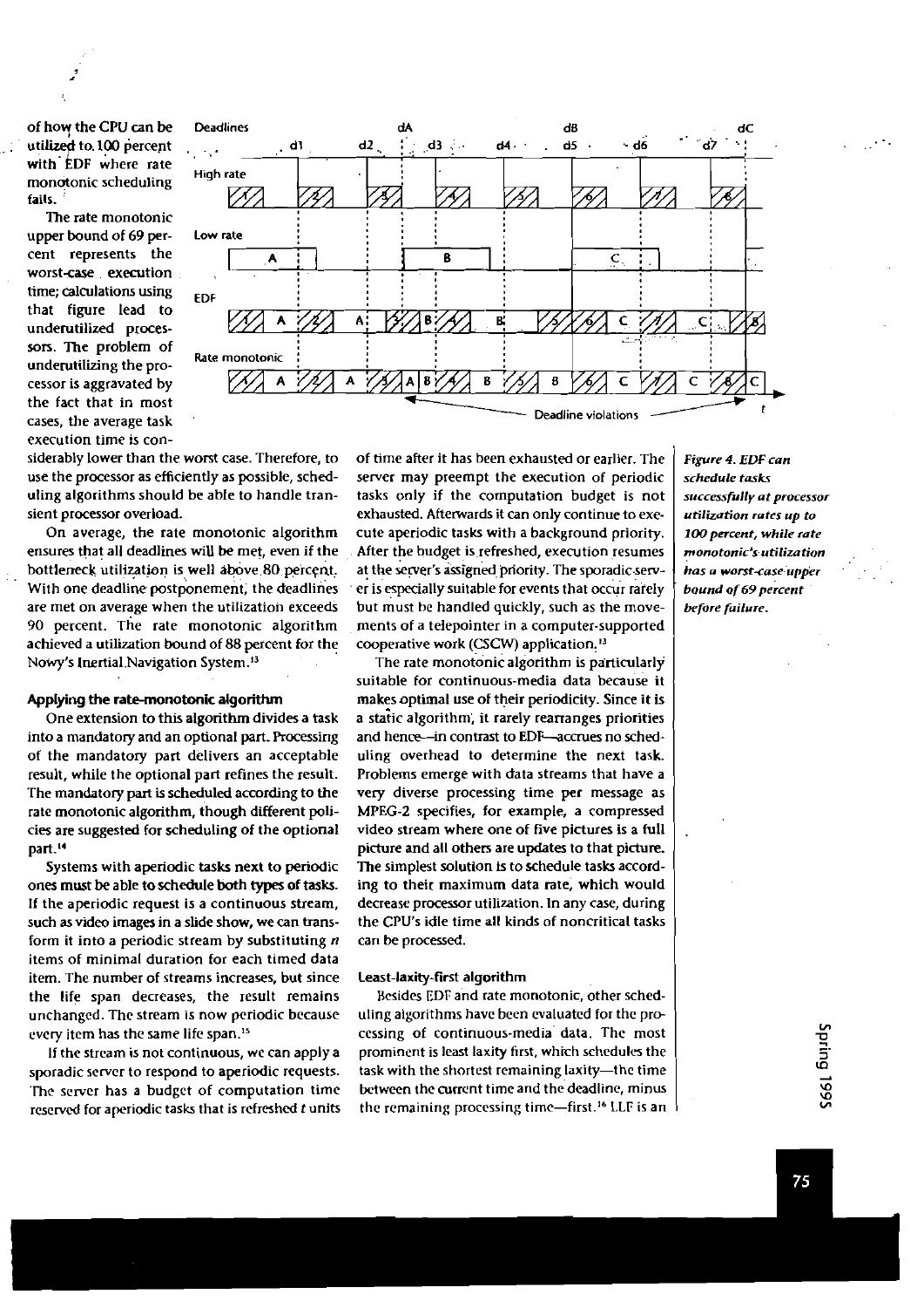of how the CPU can be utilized to 100 percent with EDF where rate monotonic scheduling fails.

The rate monotonic upper bound of 69 percent represents the worst-case execution time; calculations using that figure lead to underutilized processors. The problem of underutilizing the processor is aggravated by the fact that in most cases, the average task execution time is considerably lower than the worst case. Therefore, to use the processor as efficiently as possible, scheduling algorithms should be able to handle transient processor overload.

On average, the rate monotonic algorithm ensures that all deadlines will be met, even if the bottleneck utilization is well above 80 percent. With one deadline postponement, the deadlines are met on average when the utilization exceeds 90 percent. The rate monotonic algorithm achieved a utilization bound of 88 percent for the Nowy's Inertial Navigation System.[13]

Deadlines
d1 d2 dA d3 d4 dB d5 d6 d7 dC
High rate
1 2 3 4 5 6 7 8
Low rate
A B C
EDF
1 A 2 A 3 B 4 B 5 6 C 7 C 8
Rate monotonic
1 A 2 A 3 A B 4 B 5 B 6 C 7 C 8 C
Deadline violations
t

*Figure 4. EDF can schedule tasks successfully at processor utilization rates up to 100 percent, while rate monotonic's utilization has a worst-case upper bound of 69 percent before failure.*

### Applying the rate-monotonic algorithm

One extension to this algorithm divides a task into a mandatory and an optional part. Processing of the mandatory part delivers an acceptable result, while the optional part refines the result. The mandatory part is scheduled according to the rate monotonic algorithm, though different policies are suggested for scheduling of the optional part.[14]

Systems with aperiodic tasks next to periodic ones must be able to schedule both types of tasks. If the aperiodic request is a continuous stream, such as video images in a slide show, we can transform it into a periodic stream by substituting $n$ items of minimal duration for each timed data item. The number of streams increases, but since the life span decreases, the result remains unchanged. The stream is now periodic because every item has the same life span.[15]

If the stream is not continuous, we can apply a sporadic server to respond to aperiodic requests. The server has a budget of computation time reserved for aperiodic tasks that is refreshed $t$ units of time after it has been exhausted or earlier. The server may preempt the execution of periodic tasks only if the computation budget is not exhausted. Afterwards it can only continue to execute aperiodic tasks with a background priority. After the budget is refreshed, execution resumes at the server's assigned priority. The sporadic server is especially suitable for events that occur rarely but must be handled quickly, such as the movements of a telepointer in a computer-supported cooperative work (CSCW) application.[13]

The rate monotonic algorithm is particularly suitable for continuous-media data because it makes optimal use of their periodicity. Since it is a static algorithm, it rarely rearranges priorities and hence—in contrast to EDF—accrues no scheduling overhead to determine the next task. Problems emerge with data streams that have a very diverse processing time per message as MPEG-2 specifies, for example, a compressed video stream where one of five pictures is a full picture and all others are updates to that picture. The simplest solution is to schedule tasks according to their maximum data rate, which would decrease processor utilization. In any case, during the CPU's idle time all kinds of noncritical tasks can be processed.

### Least-laxity-first algorithm

Besides EDF and rate monotonic, other scheduling algorithms have been evaluated for the processing of continuous-media data. The most prominent is least laxity first, which schedules the task with the shortest remaining laxity—the time between the current time and the deadline, minus the remaining processing time—first.[16] LLF is an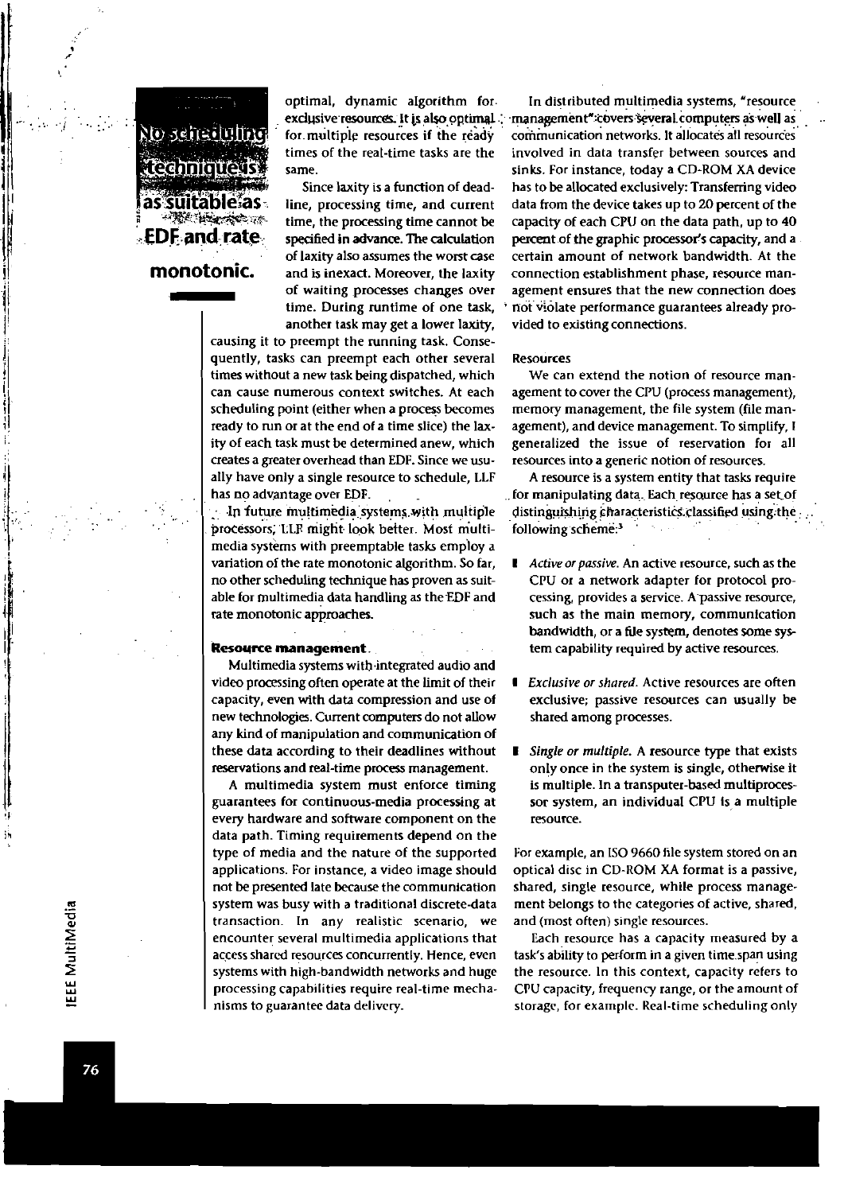optimal, dynamic algorithm for exclusive resources. It is also optimal for multiple resources if the ready times of the real-time tasks are the same.

**No scheduling techniques is as suitable as EDF and rate monotonic.**

Since laxity is a function of deadline, processing time, and current time, the processing time cannot be specified in advance. The calculation of laxity also assumes the worst case and is inexact. Moreover, the laxity of waiting processes changes over time. During runtime of one task, another task may get a lower laxity, causing it to preempt the running task. Consequently, tasks can preempt each other several times without a new task being dispatched, which can cause numerous context switches. At each scheduling point (either when a process becomes ready to run or at the end of a time slice) the laxity of each task must be determined anew, which creates a greater overhead than EDF. Since we usually have only a single resource to schedule, LLF has no advantage over EDF.

In future multimedia systems with multiple processors, LLF might look better. Most multimedia systems with preemptable tasks employ a variation of the rate monotonic algorithm. So far, no other scheduling technique has proven as suitable for multimedia data handling as the EDF and rate monotonic approaches.

## Resource management

Multimedia systems with integrated audio and video processing often operate at the limit of their capacity, even with data compression and use of new technologies. Current computers do not allow any kind of manipulation and communication of these data according to their deadlines without reservations and real-time process management.

A multimedia system must enforce timing guarantees for continuous-media processing at every hardware and software component on the data path. Timing requirements depend on the type of media and the nature of the supported applications. For instance, a video image should not be presented late because the communication system was busy with a traditional discrete-data transaction. In any realistic scenario, we encounter several multimedia applications that access shared resources concurrently. Hence, even systems with high-bandwidth networks and huge processing capabilities require real-time mechanisms to guarantee data delivery.

In distributed multimedia systems, "resource management" covers several computers as well as communication networks. It allocates all resources involved in data transfer between sources and sinks. For instance, today a CD-ROM XA device has to be allocated exclusively: Transferring video data from the device takes up to 20 percent of the capacity of each CPU on the data path, up to 40 percent of the graphic processor's capacity, and a certain amount of network bandwidth. At the connection establishment phase, resource management ensures that the new connection does not violate performance guarantees already provided to existing connections.

### Resources

We can extend the notion of resource management to cover the CPU (process management), memory management, the file system (file management), and device management. To simplify, I generalized the issue of reservation for all resources into a generic notion of resources.

A resource is a system entity that tasks require for manipulating data. Each resource has a set of distinguishing characteristics classified using the following scheme:[3]

- *Active or passive.* An active resource, such as the CPU or a network adapter for protocol processing, provides a service. A passive resource, such as the main memory, communication bandwidth, or a file system, denotes some system capability required by active resources.
- *Exclusive or shared.* Active resources are often exclusive; passive resources can usually be shared among processes.
- *Single or multiple.* A resource type that exists only once in the system is single, otherwise it is multiple. In a transputer-based multiprocessor system, an individual CPU is a multiple resource.

For example, an ISO 9660 file system stored on an optical disc in CD-ROM XA format is a passive, shared, single resource, while process management belongs to the categories of active, shared, and (most often) single resources.

Each resource has a capacity measured by a task's ability to perform in a given time span using the resource. In this context, capacity refers to CPU capacity, frequency range, or the amount of storage, for example. Real-time scheduling only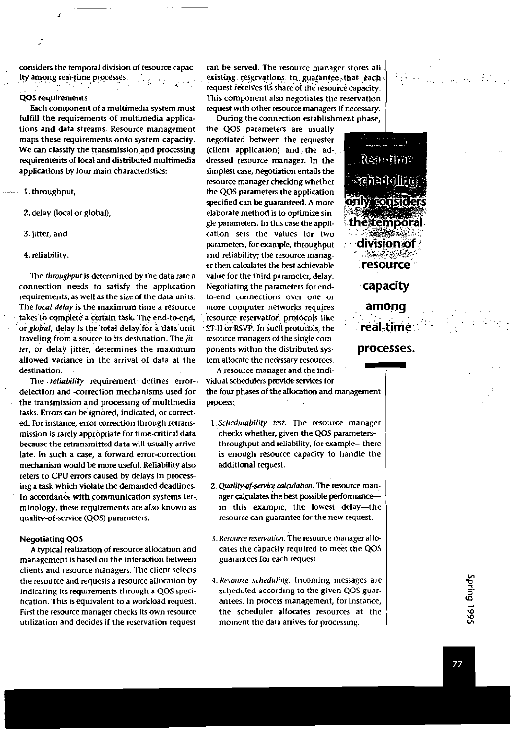considers the temporal division of resource capacity among real-time processes.

### QOS requirements

Each component of a multimedia system must fulfill the requirements of multimedia applications and data streams. Resource management maps these requirements onto system capacity. We can classify the transmission and processing requirements of local and distributed multimedia applications by four main characteristics:

1. throughput,
2. delay (local or global),
3. jitter, and
4. reliability.

The *throughput* is determined by the data rate a connection needs to satisfy the application requirements, as well as the size of the data units. The *local delay* is the maximum time a resource takes to complete a certain task. The end-to-end, or *global*, delay is the total delay for a data unit traveling from a source to its destination. The *jitter*, or delay jitter, determines the maximum allowed variance in the arrival of data at the destination.

The *reliability* requirement defines error-detection and -correction mechanisms used for the transmission and processing of multimedia tasks. Errors can be ignored, indicated, or corrected. For instance, error correction through retransmission is rarely appropriate for time-critical data because the retransmitted data will usually arrive late. In such a case, a forward error-correction mechanism would be more useful. Reliability also refers to CPU errors caused by delays in processing a task which violate the demanded deadlines. In accordance with communication systems terminology, these requirements are also known as quality-of-service (QOS) parameters.

### Negotiating QOS

A typical realization of resource allocation and management is based on the interaction between clients and resource managers. The client selects the resource and requests a resource allocation by indicating its requirements through a QOS specification. This is equivalent to a workload request. First the resource manager checks its own resource utilization and decides if the reservation request can be served. The resource manager stores all existing reservations to guarantee that each request receives its share of the resource capacity. This component also negotiates the reservation request with other resource managers if necessary.

During the connection establishment phase, the QOS parameters are usually negotiated between the requester (client application) and the addressed resource manager. In the simplest case, negotiation entails the resource manager checking whether the QOS parameters the application specified can be guaranteed. A more elaborate method is to optimize single parameters. In this case the application sets the values for two parameters, for example, throughput and reliability; the resource manager then calculates the best achievable value for the third parameter, delay. Negotiating the parameters for end-to-end connections over one or more computer networks requires resource reservation protocols like ST-II or RSVP. In such protocols, the resource managers of the single components within the distributed system allocate the necessary resources.

**Real-time scheduling only considers the temporal division of resource capacity among real-time processes.**

A resource manager and the individual schedulers provide services for the four phases of the allocation and management process:

1. *Schedulability test.* The resource manager checks whether, given the QOS parameters—throughput and reliability, for example—there is enough resource capacity to handle the additional request.
2. *Quality-of-service calculation.* The resource manager calculates the best possible performance—in this example, the lowest delay—the resource can guarantee for the new request.
3. *Resource reservation.* The resource manager allocates the capacity required to meet the QOS guarantees for each request.
4. *Resource scheduling.* Incoming messages are scheduled according to the given QOS guarantees. In process management, for instance, the scheduler allocates resources at the moment the data arrives for processing.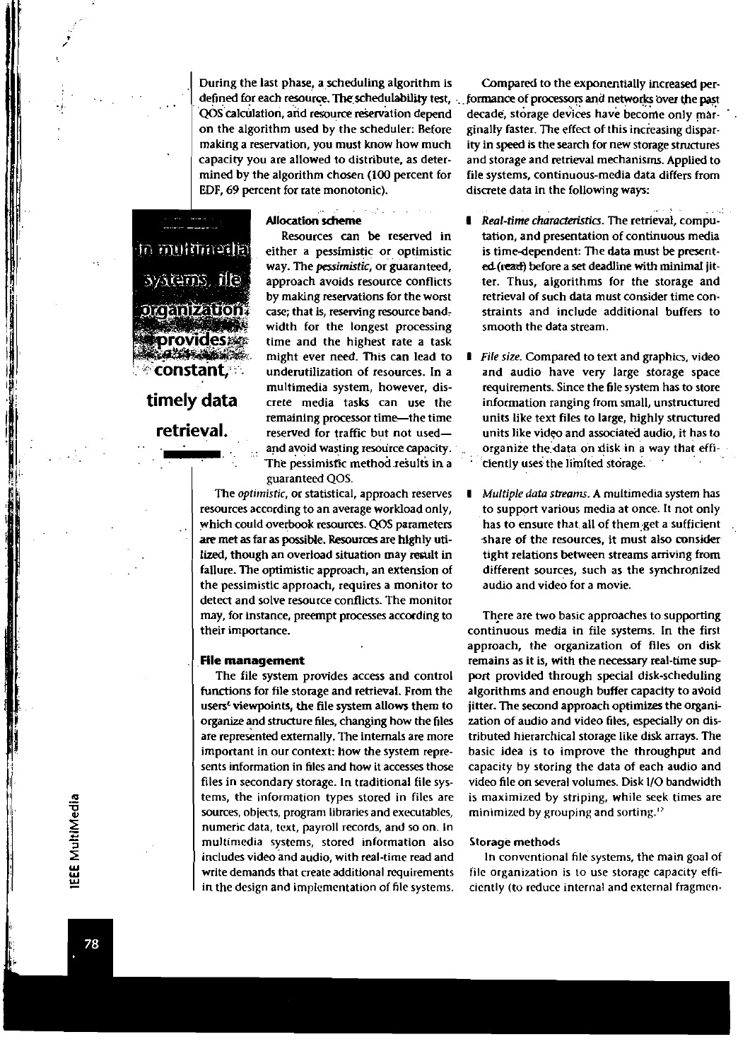During the last phase, a scheduling algorithm is defined for each resource. The schedulability test, QOS calculation, and resource reservation depend on the algorithm used by the scheduler: Before making a reservation, you must know how much capacity you are allowed to distribute, as determined by the algorithm chosen (100 percent for EDF, 69 percent for rate monotonic).

**In multimedia systems, file organization provides constant, timely data retrieval.**

#### Allocation scheme

Resources can be reserved in either a pessimistic or optimistic way. The *pessimistic*, or guaranteed, approach avoids resource conflicts by making reservations for the worst case; that is, reserving resource bandwidth for the longest processing time and the highest rate a task might ever need. This can lead to underutilization of resources. In a multimedia system, however, discrete media tasks can use the remaining processor time—the time reserved for traffic but not used—and avoid wasting resource capacity. The pessimistic method results in a guaranteed QOS.

The *optimistic*, or statistical, approach reserves resources according to an average workload only, which could overbook resources. QOS parameters are met as far as possible. Resources are highly utilized, though an overload situation may result in failure. The optimistic approach, an extension of the pessimistic approach, requires a monitor to detect and solve resource conflicts. The monitor may, for instance, preempt processes according to their importance.

### File management

The file system provides access and control functions for file storage and retrieval. From the users' viewpoints, the file system allows them to organize and structure files, changing how the files are represented externally. The internals are more important in our context: how the system represents information in files and how it accesses those files in secondary storage. In traditional file systems, the information types stored in files are sources, objects, program libraries and executables, numeric data, text, payroll records, and so on. In multimedia systems, stored information also includes video and audio, with real-time read and write demands that create additional requirements in the design and implementation of file systems.

Compared to the exponentially increased performance of processors and networks over the past decade, storage devices have become only marginally faster. The effect of this increasing disparity in speed is the search for new storage structures and storage and retrieval mechanisms. Applied to file systems, continuous-media data differs from discrete data in the following ways:

- *Real-time characteristics.* The retrieval, computation, and presentation of continuous media is time-dependent: The data must be presented (read) before a set deadline with minimal jitter. Thus, algorithms for the storage and retrieval of such data must consider time constraints and include additional buffers to smooth the data stream.
- *File size.* Compared to text and graphics, video and audio have very large storage space requirements. Since the file system has to store information ranging from small, unstructured units like text files to large, highly structured units like video and associated audio, it has to organize the data on disk in a way that efficiently uses the limited storage.
- *Multiple data streams.* A multimedia system has to support various media at once. It not only has to ensure that all of them get a sufficient share of the resources, it must also consider tight relations between streams arriving from different sources, such as the synchronized audio and video for a movie.

There are two basic approaches to supporting continuous media in file systems. In the first approach, the organization of files on disk remains as it is, with the necessary real-time support provided through special disk-scheduling algorithms and enough buffer capacity to avoid jitter. The second approach optimizes the organization of audio and video files, especially on distributed hierarchical storage like disk arrays. The basic idea is to improve the throughput and capacity by storing the data of each audio and video file on several volumes. Disk I/O bandwidth is maximized by striping, while seek times are minimized by grouping and sorting.[17]

#### Storage methods

In conventional file systems, the main goal of file organization is to use storage capacity efficiently (to reduce internal and external fragmen-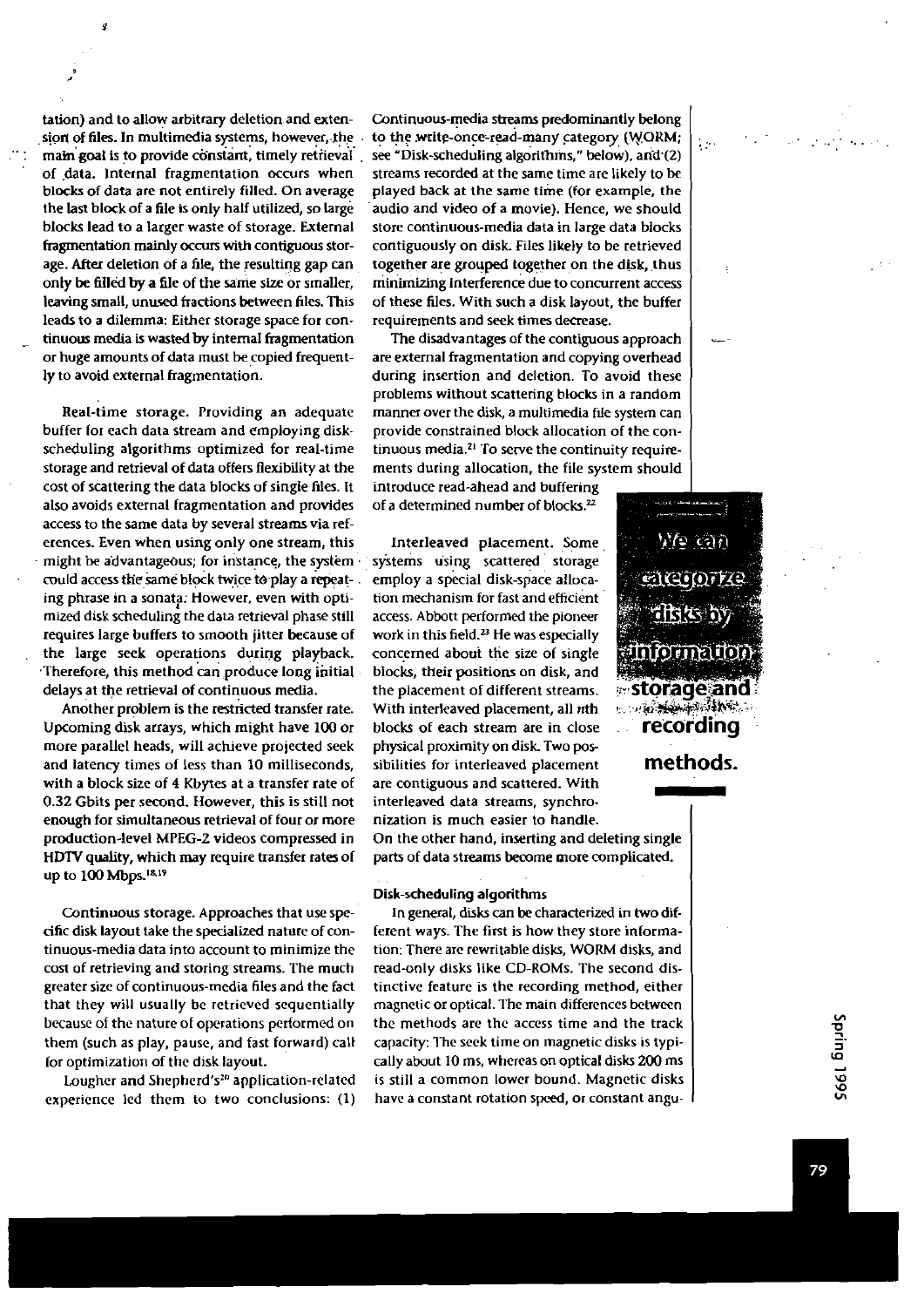tation) and to allow arbitrary deletion and extension of files. In multimedia systems, however, the main goal is to provide constant, timely retrieval of data. Internal fragmentation occurs when blocks of data are not entirely filled. On average the last block of a file is only half utilized, so large blocks lead to a larger waste of storage. External fragmentation mainly occurs with contiguous storage. After deletion of a file, the resulting gap can only be filled by a file of the same size or smaller, leaving small, unused fractions between files. This leads to a dilemma: Either storage space for continuous media is wasted by internal fragmentation or huge amounts of data must be copied frequently to avoid external fragmentation.

**Real-time storage.** Providing an adequate buffer for each data stream and employing disk-scheduling algorithms optimized for real-time storage and retrieval of data offers flexibility at the cost of scattering the data blocks of single files. It also avoids external fragmentation and provides access to the same data by several streams via references. Even when using only one stream, this might be advantageous; for instance, the system could access the same block twice to play a repeating phrase in a sonata. However, even with optimized disk scheduling the data retrieval phase still requires large buffers to smooth jitter because of the large seek operations during playback. Therefore, this method can produce long initial delays at the retrieval of continuous media.

Another problem is the restricted transfer rate. Upcoming disk arrays, which might have 100 or more parallel heads, will achieve projected seek and latency times of less than 10 milliseconds, with a block size of 4 Kbytes at a transfer rate of 0.32 Gbits per second. However, this is still not enough for simultaneous retrieval of four or more production-level MPEG-2 videos compressed in HDTV quality, which may require transfer rates of up to 100 Mbps.[18,19]

**Continuous storage.** Approaches that use specific disk layout take the specialized nature of continuous-media data into account to minimize the cost of retrieving and storing streams. The much greater size of continuous-media files and the fact that they will usually be retrieved sequentially because of the nature of operations performed on them (such as play, pause, and fast forward) call for optimization of the disk layout.

Lougher and Shepherd's[20] application-related experience led them to two conclusions: (1) Continuous-media streams predominantly belong to the write-once-read-many category (WORM; see "Disk-scheduling algorithms," below), and (2) streams recorded at the same time are likely to be played back at the same time (for example, the audio and video of a movie). Hence, we should store continuous-media data in large data blocks contiguously on disk. Files likely to be retrieved together are grouped together on the disk, thus minimizing interference due to concurrent access of these files. With such a disk layout, the buffer requirements and seek times decrease.

The disadvantages of the contiguous approach are external fragmentation and copying overhead during insertion and deletion. To avoid these problems without scattering blocks in a random manner over the disk, a multimedia file system can provide constrained block allocation of the continuous media.[21] To serve the continuity requirements during allocation, the file system should introduce read-ahead and buffering of a determined number of blocks.[22]

**Interleaved placement.** Some systems using scattered storage employ a special disk-space allocation mechanism for fast and efficient access. Abbott performed the pioneer work in this field.[23] He was especially concerned about the size of single blocks, their positions on disk, and the placement of different streams. With interleaved placement, all *n*th blocks of each stream are in close physical proximity on disk. Two possibilities for interleaved placement are contiguous and scattered. With interleaved data streams, synchronization is much easier to handle. On the other hand, inserting and deleting single parts of data streams become more complicated.

**We can categorize disks by information storage and recording methods.**

### Disk-scheduling algorithms

In general, disks can be characterized in two different ways. The first is how they store information: There are rewritable disks, WORM disks, and read-only disks like CD-ROMs. The second distinctive feature is the recording method, either magnetic or optical. The main differences between the methods are the access time and the track capacity: The seek time on magnetic disks is typically about 10 ms, whereas on optical disks 200 ms is still a common lower bound. Magnetic disks have a constant rotation speed, or constant angu-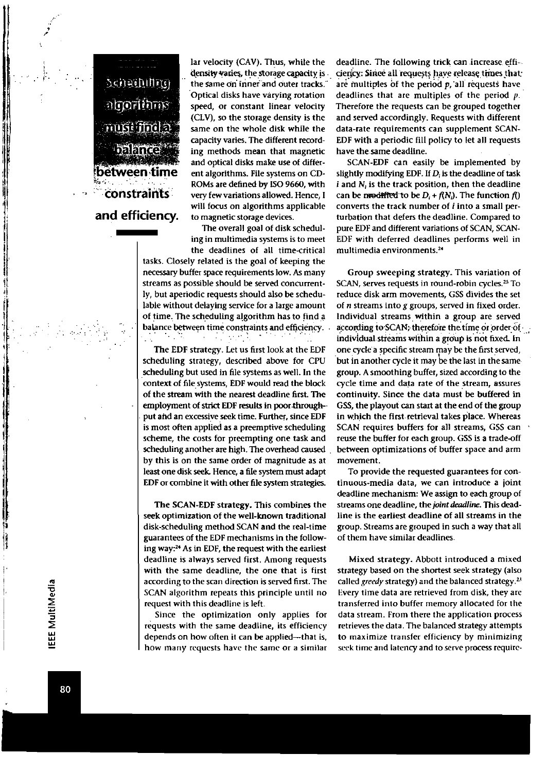**Scheduling algorithms must find a balance between time constraints and efficiency.**

lar velocity (CAV). Thus, while the density varies, the storage capacity is the same on inner and outer tracks. Optical disks have varying rotation speed, or constant linear velocity (CLV), so the storage density is the same on the whole disk while the capacity varies. The different recording methods mean that magnetic and optical disks make use of different algorithms. File systems on CD-ROMs are defined by ISO 9660, with very few variations allowed. Hence, I will focus on algorithms applicable to magnetic storage devices.

The overall goal of disk scheduling in multimedia systems is to meet the deadlines of all time-critical tasks. Closely related is the goal of keeping the necessary buffer space requirements low. As many streams as possible should be served concurrently, but aperiodic requests should also be schedulable without delaying service for a large amount of time. The scheduling algorithm has to find a balance between time constraints and efficiency.

**The EDF strategy.** Let us first look at the EDF scheduling strategy, described above for CPU scheduling but used in file systems as well. In the context of file systems, EDF would read the block of the stream with the nearest deadline first. The employment of strict EDF results in poor throughput and an excessive seek time. Further, since EDF is most often applied as a preemptive scheduling scheme, the costs for preempting one task and scheduling another are high. The overhead caused by this is on the same order of magnitude as at least one disk seek. Hence, a file system must adapt EDF or combine it with other file system strategies.

**The SCAN-EDF strategy.** This combines the seek optimization of the well-known traditional disk-scheduling method SCAN and the real-time guarantees of the EDF mechanisms in the following way:[24] As in EDF, the request with the earliest deadline is always served first. Among requests with the same deadline, the one that is first according to the scan direction is served first. The SCAN algorithm repeats this principle until no request with this deadline is left.

Since the optimization only applies for requests with the same deadline, its efficiency depends on how often it can be applied—that is, how many requests have the same or a similar deadline. The following trick can increase efficiency: Since all requests have release times that are multiples of the period $p$, all requests have deadlines that are multiples of the period $p$. Therefore the requests can be grouped together and served accordingly. Requests with different data-rate requirements can supplement SCAN-EDF with a periodic fill policy to let all requests have the same deadline.

SCAN-EDF can easily be implemented by slightly modifying EDF. If $D_i$ is the deadline of task $i$ and $N_i$ is the track position, then the deadline can be modified to be $D_i + f(N_i)$. The function $f()$ converts the track number of $i$ into a small perturbation that defers the deadline. Compared to pure EDF and different variations of SCAN, SCAN-EDF with deferred deadlines performs well in multimedia environments.[24]

**Group sweeping strategy.** This variation of SCAN, serves requests in round-robin cycles.[25] To reduce disk arm movements, GSS divides the set of $n$ streams into $g$ groups, served in fixed order. Individual streams within a group are served according to SCAN; therefore the time or order of individual streams within a group is not fixed. In one cycle a specific stream may be the first served, but in another cycle it may be the last in the same group. A smoothing buffer, sized according to the cycle time and data rate of the stream, assures continuity. Since the data must be buffered in GSS, the playout can start at the end of the group in which the first retrieval takes place. Whereas SCAN requires buffers for all streams, GSS can reuse the buffer for each group. GSS is a trade-off between optimizations of buffer space and arm movement.

To provide the requested guarantees for continuous-media data, we can introduce a joint deadline mechanism: We assign to each group of streams one deadline, the *joint deadline*. This deadline is the earliest deadline of all streams in the group. Streams are grouped in such a way that all of them have similar deadlines.

**Mixed strategy.** Abbott introduced a mixed strategy based on the shortest seek strategy (also called *greedy* strategy) and the balanced strategy.[25] Every time data are retrieved from disk, they are transferred into buffer memory allocated for the data stream. From there the application process retrieves the data. The balanced strategy attempts to maximize transfer efficiency by minimizing seek time and latency and to serve process require-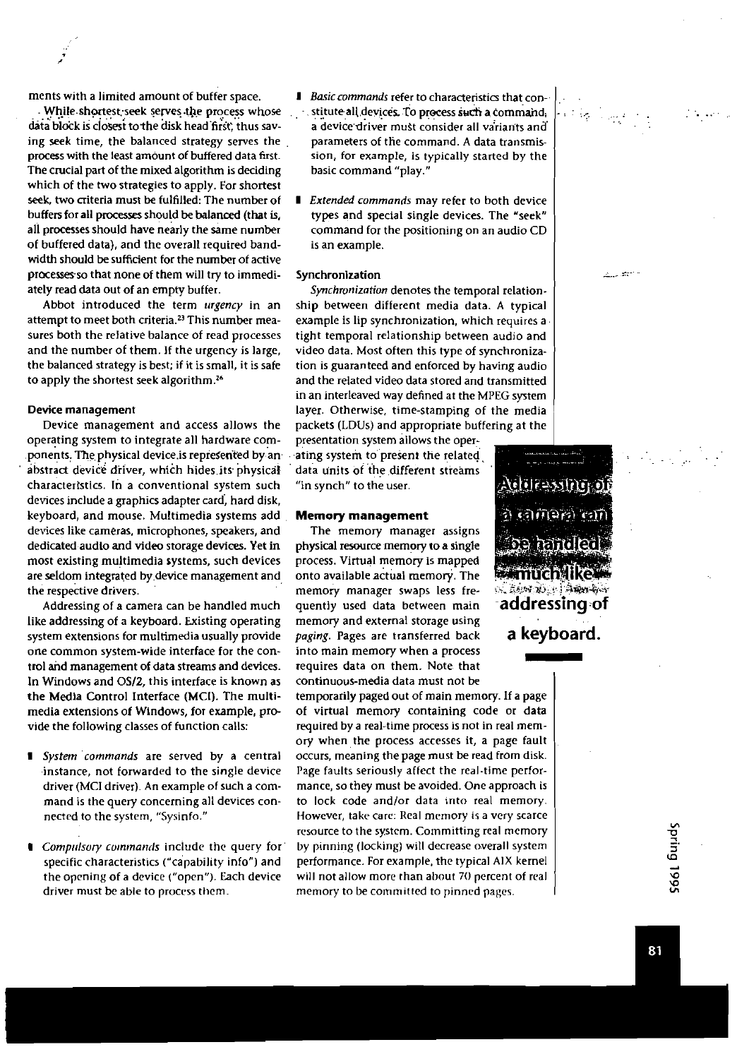ments with a limited amount of buffer space.

While shortest-seek serves the process whose data block is closest to the disk head first, thus saving seek time, the balanced strategy serves the process with the least amount of buffered data first. The crucial part of the mixed algorithm is deciding which of the two strategies to apply. For shortest seek, two criteria must be fulfilled: The number of buffers for all processes should be balanced (that is, all processes should have nearly the same number of buffered data), and the overall required bandwidth should be sufficient for the number of active processes so that none of them will try to immediately read data out of an empty buffer.

Abbot introduced the term *urgency* in an attempt to meet both criteria.[23] This number measures both the relative balance of read processes and the number of them. If the urgency is large, the balanced strategy is best; if it is small, it is safe to apply the shortest seek algorithm.[26]

#### Device management

Device management and access allows the operating system to integrate all hardware components. The physical device is represented by an abstract device driver, which hides its physical characteristics. In a conventional system such devices include a graphics adapter card, hard disk, keyboard, and mouse. Multimedia systems add devices like cameras, microphones, speakers, and dedicated audio and video storage devices. Yet in most existing multimedia systems, such devices are seldom integrated by device management and the respective drivers.

Addressing of a camera can be handled much like addressing of a keyboard. Existing operating system extensions for multimedia usually provide one common system-wide interface for the control and management of data streams and devices. In Windows and OS/2, this interface is known as the Media Control Interface (MCI). The multimedia extensions of Windows, for example, provide the following classes of function calls:

- *System commands* are served by a central instance, not forwarded to the single device driver (MCI driver). An example of such a command is the query concerning all devices connected to the system, "Sysinfo."
- *Compulsory commands* include the query for specific characteristics ("capability info") and the opening of a device ("open"). Each device driver must be able to process them.
- *Basic commands* refer to characteristics that constitute all devices. To process such a command, a device driver must consider all variants and parameters of the command. A data transmission, for example, is typically started by the basic command "play."
- *Extended commands* may refer to both device types and special single devices. The "seek" command for the positioning on an audio CD is an example.

#### Synchronization

*Synchronization* denotes the temporal relationship between different media data. A typical example is lip synchronization, which requires a tight temporal relationship between audio and video data. Most often this type of synchronization is guaranteed and enforced by having audio and the related video data stored and transmitted in an interleaved way defined at the MPEG system layer. Otherwise, time-stamping of the media packets (LDUs) and appropriate buffering at the presentation system allows the operating system to present the related data units of the different streams "in synch" to the user.

### Memory management

The memory manager assigns physical resource memory to a single process. Virtual memory is mapped onto available actual memory. The memory manager swaps less frequently used data between main memory and external storage using *paging*. Pages are transferred back into main memory when a process requires data on them. Note that continuous-media data must not be temporarily paged out of main memory. If a page of virtual memory containing code or data required by a real-time process is not in real memory when the process accesses it, a page fault occurs, meaning the page must be read from disk. Page faults seriously affect the real-time performance, so they must be avoided. One approach is to lock code and/or data into real memory. However, take care: Real memory is a very scarce resource to the system. Committing real memory by pinning (locking) will decrease overall system performance. For example, the typical AIX kernel will not allow more than about 70 percent of real memory to be committed to pinned pages.

**Addressing of a camera can be handled much like addressing of a keyboard.**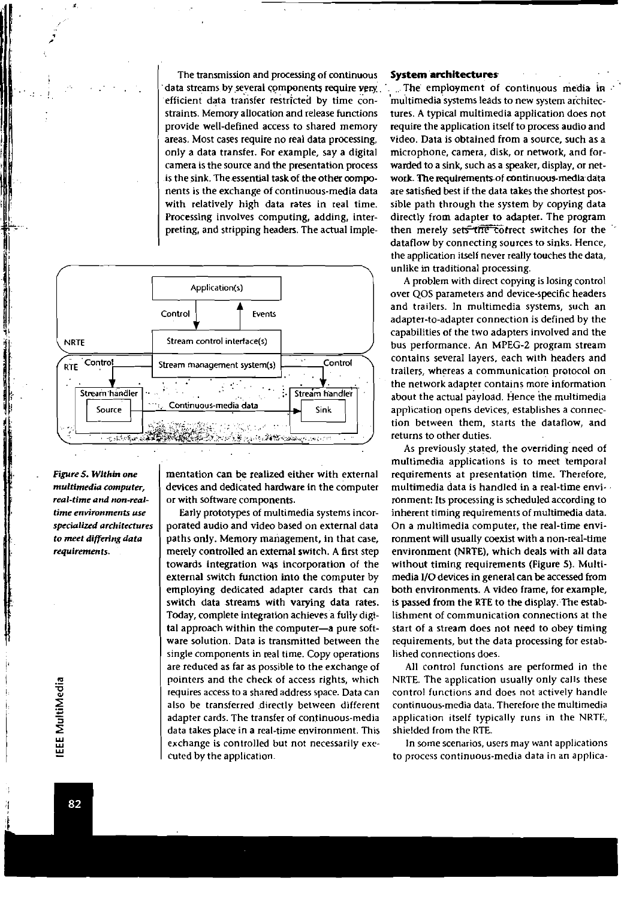The transmission and processing of continuous data streams by several components require very efficient data transfer restricted by time constraints. Memory allocation and release functions provide well-defined access to shared memory areas. Most cases require no real data processing, only a data transfer. For example, say a digital camera is the source and the presentation process is the sink. The essential task of the other components is the exchange of continuous-media data with relatively high data rates in real time. Processing involves computing, adding, interpreting, and stripping headers. The actual implementation can be realized either with external devices and dedicated hardware in the computer or with software components.

*Figure 5. Within one multimedia computer, real-time and non-real-time environments use specialized architectures to meet differing data requirements.*

Early prototypes of multimedia systems incorporated audio and video based on external data paths only. Memory management, in that case, merely controlled an external switch. A first step towards integration was incorporation of the external switch function into the computer by employing dedicated adapter cards that can switch data streams with varying data rates. Today, complete integration achieves a fully digital approach within the computer—a pure software solution. Data is transmitted between the single components in real time. Copy operations are reduced as far as possible to the exchange of pointers and the check of access rights, which requires access to a shared address space. Data can also be transferred directly between different adapter cards. The transfer of continuous-media data takes place in a real-time environment. This exchange is controlled but not necessarily executed by the application.

## System architectures

The employment of continuous media in multimedia systems leads to new system architectures. A typical multimedia application does not require the application itself to process audio and video. Data is obtained from a source, such as a microphone, camera, disk, or network, and forwarded to a sink, such as a speaker, display, or network. The requirements of continuous-media data are satisfied best if the data takes the shortest possible path through the system by copying data directly from adapter to adapter. The program then merely sets the correct switches for the dataflow by connecting sources to sinks. Hence, the application itself never really touches the data, unlike in traditional processing.

A problem with direct copying is losing control over QOS parameters and device-specific headers and trailers. In multimedia systems, such an adapter-to-adapter connection is defined by the capabilities of the two adapters involved and the bus performance. An MPEG-2 program stream contains several layers, each with headers and trailers, whereas a communication protocol on the network adapter contains more information about the actual payload. Hence the multimedia application opens devices, establishes a connection between them, starts the dataflow, and returns to other duties.

As previously stated, the overriding need of multimedia applications is to meet temporal requirements at presentation time. Therefore, multimedia data is handled in a real-time environment: Its processing is scheduled according to inherent timing requirements of multimedia data. On a multimedia computer, the real-time environment will usually coexist with a non-real-time environment (NRTE), which deals with all data without timing requirements (Figure 5). Multimedia I/O devices in general can be accessed from both environments. A video frame, for example, is passed from the RTE to the display. The establishment of communication connections at the start of a stream does not need to obey timing requirements, but the data processing for established connections does.

All control functions are performed in the NRTE. The application usually only calls these control functions and does not actively handle continuous-media data. Therefore the multimedia application itself typically runs in the NRTE, shielded from the RTE.

In some scenarios, users may want applications to process continuous-media data in an applica-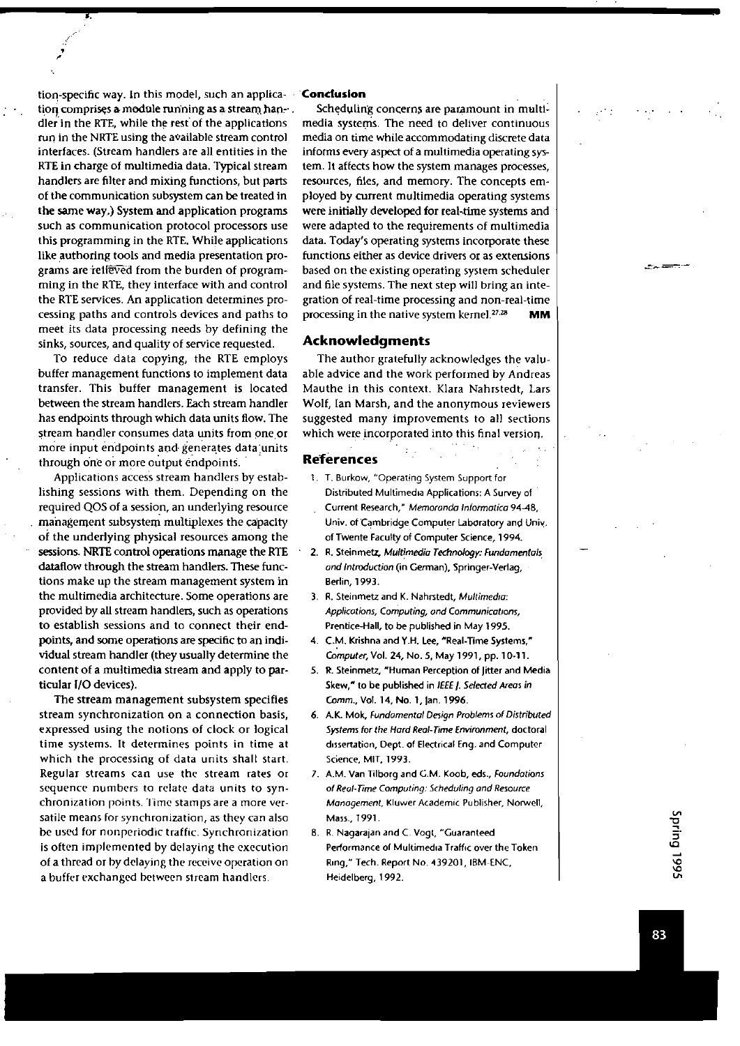tion-specific way. In this model, such an application comprises a module running as a stream handler in the RTE, while the rest of the applications run in the NRTE using the available stream control interfaces. (Stream handlers are all entities in the RTE in charge of multimedia data. Typical stream handlers are filter and mixing functions, but parts of the communication subsystem can be treated in the same way.) System and application programs such as communication protocol processors use this programming in the RTE. While applications like authoring tools and media presentation programs are relieved from the burden of programming in the RTE, they interface with and control the RTE services. An application determines processing paths and controls devices and paths to meet its data processing needs by defining the sinks, sources, and quality of service requested.

To reduce data copying, the RTE employs buffer management functions to implement data transfer. This buffer management is located between the stream handlers. Each stream handler has endpoints through which data units flow. The stream handler consumes data units from one or more input endpoints and generates data units through one or more output endpoints.

Applications access stream handlers by establishing sessions with them. Depending on the required QOS of a session, an underlying resource management subsystem multiplexes the capacity of the underlying physical resources among the sessions. NRTE control operations manage the RTE dataflow through the stream handlers. These functions make up the stream management system in the multimedia architecture. Some operations are provided by all stream handlers, such as operations to establish sessions and to connect their endpoints, and some operations are specific to an individual stream handler (they usually determine the content of a multimedia stream and apply to particular I/O devices).

The stream management subsystem specifies stream synchronization on a connection basis, expressed using the notions of clock or logical time systems. It determines points in time at which the processing of data units shall start. Regular streams can use the stream rates or sequence numbers to relate data units to synchronization points. Time stamps are a more versatile means for synchronization, as they can also be used for nonperiodic traffic. Synchronization is often implemented by delaying the execution of a thread or by delaying the receive operation on a buffer exchanged between stream handlers.

**Conclusion**

Scheduling concerns are paramount in multimedia systems. The need to deliver continuous media on time while accommodating discrete data informs every aspect of a multimedia operating system. It affects how the system manages processes, resources, files, and memory. The concepts employed by current multimedia operating systems were initially developed for real-time systems and were adapted to the requirements of multimedia data. Today's operating systems incorporate these functions either as device drivers or as extensions based on the existing operating system scheduler and file systems. The next step will bring an integration of real-time processing and non-real-time processing in the native system kernel.[27,28] **MM**

## Acknowledgments

The author gratefully acknowledges the valuable advice and the work performed by Andreas Mauthe in this context. Klara Nahrstedt, Lars Wolf, Ian Marsh, and the anonymous reviewers suggested many improvements to all sections which were incorporated into this final version.

## References

1. T. Burkow, "Operating System Support for Distributed Multimedia Applications: A Survey of Current Research," *Memoranda Informatica* 94-48, Univ. of Cambridge Computer Laboratory and Univ. of Twente Faculty of Computer Science, 1994.
2. R. Steinmetz, *Multimedia Technology: Fundamentals and Introduction* (in German), Springer-Verlag, Berlin, 1993.
3. R. Steinmetz and K. Nahrstedt, *Multimedia: Applications, Computing, and Communications*, Prentice-Hall, to be published in May 1995.
4. C.M. Krishna and Y.H. Lee, "Real-Time Systems," *Computer*, Vol. 24, No. 5, May 1991, pp. 10-11.
5. R. Steinmetz, "Human Perception of Jitter and Media Skew," to be published in *IEEE J. Selected Areas in Comm.*, Vol. 14, No. 1, Jan. 1996.
6. A.K. Mok, *Fundamental Design Problems of Distributed Systems for the Hard Real-Time Environment*, doctoral dissertation, Dept. of Electrical Eng. and Computer Science, MIT, 1993.
7. A.M. Van Tilborg and G.M. Koob, eds., *Foundations of Real-Time Computing: Scheduling and Resource Management*, Kluwer Academic Publisher, Norwell, Mass., 1991.
8. R. Nagarajan and C. Vogt, "Guaranteed Performance of Multimedia Traffic over the Token Ring," Tech. Report No. 439201, IBM-ENC, Heidelberg, 1992.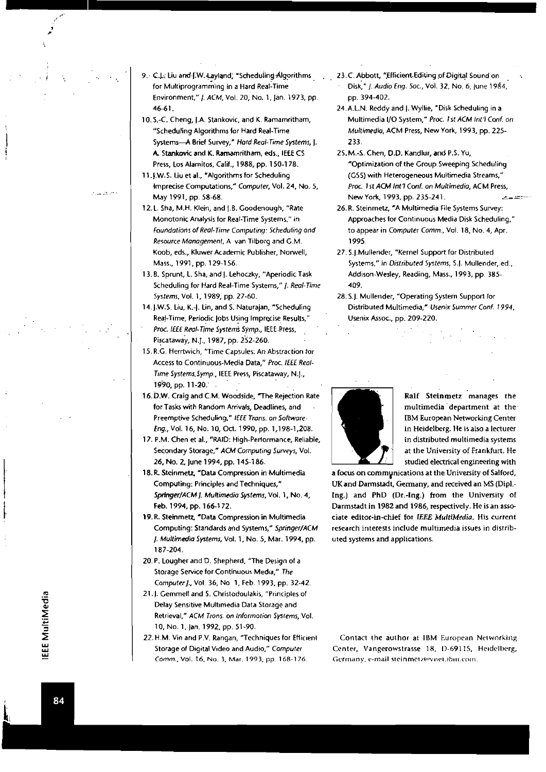9. C.L. Liu and J.W. Layland, "Scheduling Algorithms for Multiprogramming in a Hard Real-Time Environment," *J. ACM*, Vol. 20, No. 1, Jan. 1973, pp. 46-61.
10. S.-C. Cheng, J.A. Stankovic, and K. Ramamritham, "Scheduling Algorithms for Hard Real-Time Systems—A Brief Survey," *Hard Real-Time Systems*, J. A. Stankovic and K. Ramamritham, eds., IEEE CS Press, Los Alamitos, Calif., 1988, pp. 150-178.
11. J.W.S. Liu et al., "Algorithms for Scheduling Imprecise Computations," *Computer*, Vol. 24, No. 5, May 1991, pp. 58-68.
12. L. Sha, M.H. Klein, and J.B. Goodenough, "Rate Monotonic Analysis for Real-Time Systems," in *Foundations of Real-Time Computing: Scheduling and Resource Management*, A. van Tilborg and G.M. Koob, eds., Kluwer Academic Publisher, Norwell, Mass., 1991, pp. 129-156.
13. B. Sprunt, L. Sha, and J. Lehoczky, "Aperiodic Task Scheduling for Hard Real-Time Systems," *J. Real-Time Systems*, Vol. 1, 1989, pp. 27-60.
14. J.W.S. Liu, K.-J. Lin, and S. Naturajan, "Scheduling Real-Time, Periodic Jobs Using Imprecise Results," *Proc. IEEE Real-Time Systems Symp.*, IEEE Press, Piscataway, N.J., 1987, pp. 252-260.
15. R.G. Herrtwich, "Time Capsules: An Abstraction for Access to Continuous-Media Data," *Proc. IEEE Real-Time Systems Symp.*, IEEE Press, Piscataway, N.J., 1990, pp. 11-20.
16. D.W. Craig and C.M. Woodside, "The Rejection Rate for Tasks with Random Arrivals, Deadlines, and Preemptive Scheduling," *IEEE Trans. on Software Eng.*, Vol. 16, No. 10, Oct. 1990, pp. 1,198-1,208.
17. P.M. Chen et al., "RAID: High-Performance, Reliable, Secondary Storage," *ACM Computing Surveys*, Vol. 26, No. 2, June 1994, pp. 145-186.
18. R. Steinmetz, "Data Compression in Multimedia Computing: Principles and Techniques," *Springer/ACM J. Multimedia Systems*, Vol. 1, No. 4, Feb. 1994, pp. 166-172.
19. R. Steinmetz, "Data Compression in Multimedia Computing: Standards and Systems," *Springer/ACM J. Multimedia Systems*, Vol. 1, No. 5, Mar. 1994, pp. 187-204.
20. P. Lougher and D. Shepherd, "The Design of a Storage Service for Continuous Media," *The Computer J.*, Vol. 36, No. 1, Feb. 1993, pp. 32-42.
21. J. Gemmell and S. Christodoulakis, "Principles of Delay Sensitive Multimedia Data Storage and Retrieval," *ACM Trans. on Information Systems*, Vol. 10, No. 1, Jan. 1992, pp. 51-90.
22. H.M. Vin and P.V. Rangan, "Techniques for Efficient Storage of Digital Video and Audio," *Computer Comm.*, Vol. 16, No. 3, Mar. 1993, pp. 168-176.
23. C. Abbott, "Efficient Editing of Digital Sound on Disk," *J. Audio Eng. Soc.*, Vol. 32, No. 6, June 1984, pp. 394-402.
24. A.L.N. Reddy and J. Wyllie, "Disk Scheduling in a Multimedia I/O System," *Proc. 1st ACM Int'l Conf. on Multimedia*, ACM Press, New York, 1993, pp. 225-233.
25. M.-S. Chen, D.D. Kandlur, and P.S. Yu, "Optimization of the Group Sweeping Scheduling (GSS) with Heterogeneous Multimedia Streams," *Proc. 1st ACM Int'l Conf. on Multimedia*, ACM Press, New York, 1993, pp. 235-241.
26. R. Steinmetz, "A Multimedia File Systems Survey: Approaches for Continuous Media Disk Scheduling," to appear in *Computer Comm.*, Vol. 18, No. 4, Apr. 1995.
27. S.J. Mullender, "Kernel Support for Distributed Systems," in *Distributed Systems*, S.J. Mullender, ed., Addison-Wesley, Reading, Mass., 1993, pp. 385-409.
28. S.J. Mullender, "Operating System Support for Distributed Multimedia," *Usenix Summer Conf. 1994*, Usenix Assoc., pp. 209-220.

**Ralf Steinmetz** manages the multimedia department at the IBM European Networking Center in Heidelberg. He is also a lecturer in distributed multimedia systems at the University of Frankfurt. He studied electrical engineering with a focus on communications at the University of Salford, UK and Darmstadt, Germany, and received an MS (Dipl.-Ing.) and PhD (Dr.-Ing.) from the University of Darmstadt in 1982 and 1986, respectively. He is an associate editor-in-chief for *IEEE MultiMedia*. His current research interests include multimedia issues in distributed systems and applications.

Contact the author at IBM European Networking Center, Vangerowstrasse 18, D-69115, Heidelberg, Germany, e-mail steinmetz@vnet.ibm.com.